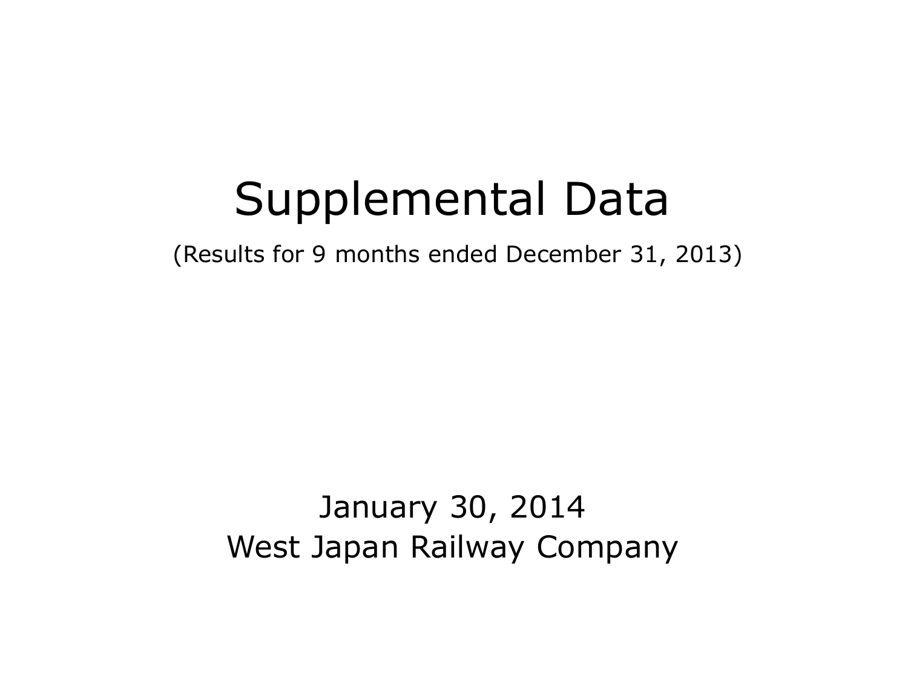# Supplemental Data

(Results for 9 months ended December 31, 2013)

January 30, 2014

West Japan Railway Company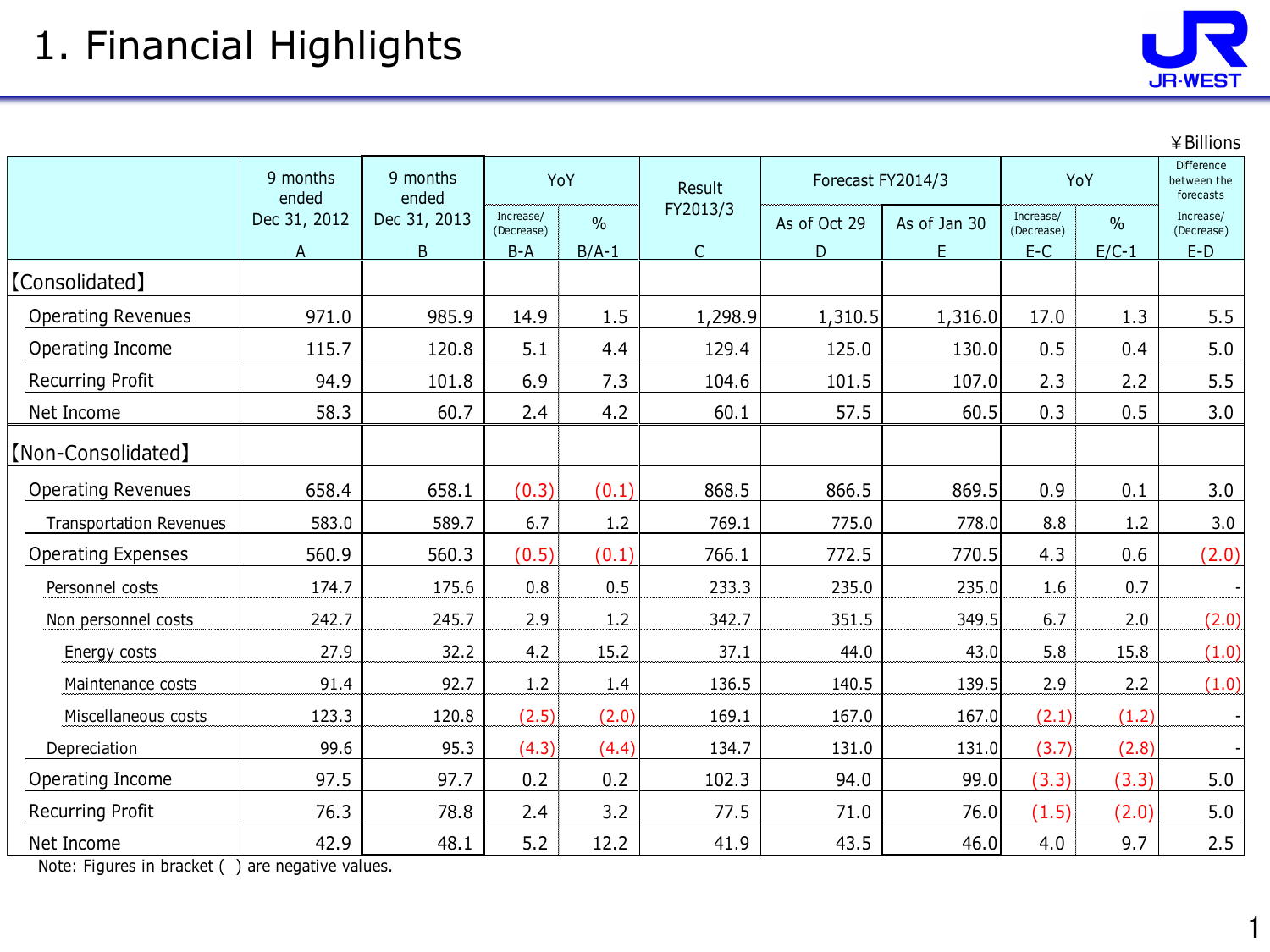# 1. Financial Highlights

¥Billions

| | 9 months ended Dec 31, 2012 | 9 months ended Dec 31, 2013 | YoY | | Result FY2013/3 | Forecast FY2014/3 | | YoY | | Difference between the forecasts |
|---|---|---|---|---|---|---|---|---|---|---|
| | | | Increase/ (Decrease) | % | | As of Oct 29 | As of Jan 30 | Increase/ (Decrease) | % | Increase/ (Decrease) |
| | A | B | B-A | B/A-1 | C | D | E | E-C | E/C-1 | E-D |
| 【Consolidated】 | | | | | | | | | | |
| Operating Revenues | 971.0 | 985.9 | 14.9 | 1.5 | 1,298.9 | 1,310.5 | 1,316.0 | 17.0 | 1.3 | 5.5 |
| Operating Income | 115.7 | 120.8 | 5.1 | 4.4 | 129.4 | 125.0 | 130.0 | 0.5 | 0.4 | 5.0 |
| Recurring Profit | 94.9 | 101.8 | 6.9 | 7.3 | 104.6 | 101.5 | 107.0 | 2.3 | 2.2 | 5.5 |
| Net Income | 58.3 | 60.7 | 2.4 | 4.2 | 60.1 | 57.5 | 60.5 | 0.3 | 0.5 | 3.0 |
| 【Non-Consolidated】 | | | | | | | | | | |
| Operating Revenues | 658.4 | 658.1 | (0.3) | (0.1) | 868.5 | 866.5 | 869.5 | 0.9 | 0.1 | 3.0 |
| Transportation Revenues | 583.0 | 589.7 | 6.7 | 1.2 | 769.1 | 775.0 | 778.0 | 8.8 | 1.2 | 3.0 |
| Operating Expenses | 560.9 | 560.3 | (0.5) | (0.1) | 766.1 | 772.5 | 770.5 | 4.3 | 0.6 | (2.0) |
| Personnel costs | 174.7 | 175.6 | 0.8 | 0.5 | 233.3 | 235.0 | 235.0 | 1.6 | 0.7 | - |
| Non personnel costs | 242.7 | 245.7 | 2.9 | 1.2 | 342.7 | 351.5 | 349.5 | 6.7 | 2.0 | (2.0) |
| Energy costs | 27.9 | 32.2 | 4.2 | 15.2 | 37.1 | 44.0 | 43.0 | 5.8 | 15.8 | (1.0) |
| Maintenance costs | 91.4 | 92.7 | 1.2 | 1.4 | 136.5 | 140.5 | 139.5 | 2.9 | 2.2 | (1.0) |
| Miscellaneous costs | 123.3 | 120.8 | (2.5) | (2.0) | 169.1 | 167.0 | 167.0 | (2.1) | (1.2) | - |
| Depreciation | 99.6 | 95.3 | (4.3) | (4.4) | 134.7 | 131.0 | 131.0 | (3.7) | (2.8) | - |
| Operating Income | 97.5 | 97.7 | 0.2 | 0.2 | 102.3 | 94.0 | 99.0 | (3.3) | (3.3) | 5.0 |
| Recurring Profit | 76.3 | 78.8 | 2.4 | 3.2 | 77.5 | 71.0 | 76.0 | (1.5) | (2.0) | 5.0 |
| Net Income | 42.9 | 48.1 | 5.2 | 12.2 | 41.9 | 43.5 | 46.0 | 4.0 | 9.7 | 2.5 |

Note: Figures in bracket ( ) are negative values.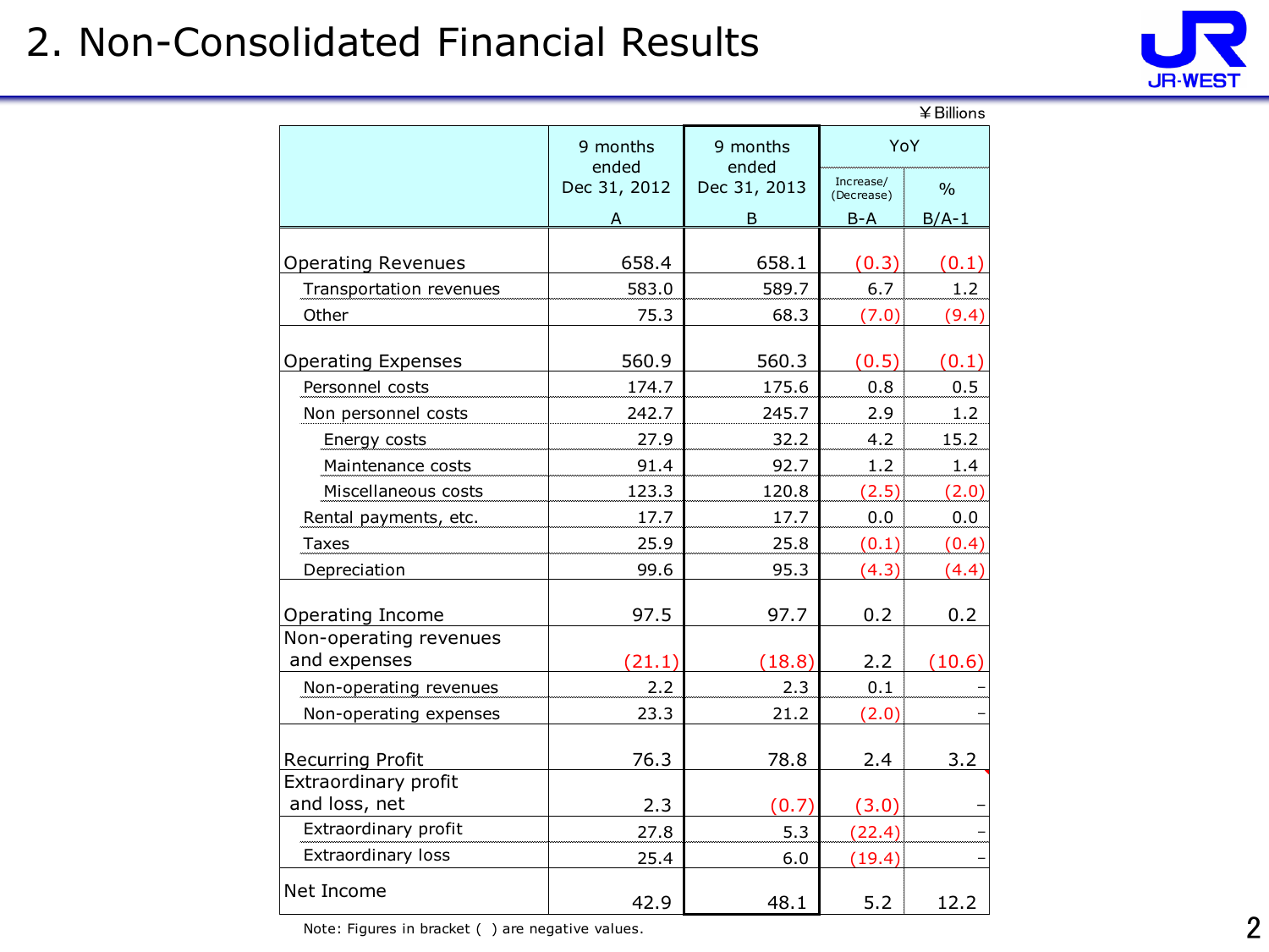# 2. Non-Consolidated Financial Results

¥Billions

| | 9 months ended Dec 31, 2012 A | 9 months ended Dec 31, 2013 B | YoY Increase/(Decrease) B-A | YoY % B/A-1 |
|---|---|---|---|---|
| Operating Revenues | 658.4 | 658.1 | (0.3) | (0.1) |
| Transportation revenues | 583.0 | 589.7 | 6.7 | 1.2 |
| Other | 75.3 | 68.3 | (7.0) | (9.4) |
| Operating Expenses | 560.9 | 560.3 | (0.5) | (0.1) |
| Personnel costs | 174.7 | 175.6 | 0.8 | 0.5 |
| Non personnel costs | 242.7 | 245.7 | 2.9 | 1.2 |
| Energy costs | 27.9 | 32.2 | 4.2 | 15.2 |
| Maintenance costs | 91.4 | 92.7 | 1.2 | 1.4 |
| Miscellaneous costs | 123.3 | 120.8 | (2.5) | (2.0) |
| Rental payments, etc. | 17.7 | 17.7 | 0.0 | 0.0 |
| Taxes | 25.9 | 25.8 | (0.1) | (0.4) |
| Depreciation | 99.6 | 95.3 | (4.3) | (4.4) |
| Operating Income | 97.5 | 97.7 | 0.2 | 0.2 |
| Non-operating revenues and expenses | (21.1) | (18.8) | 2.2 | (10.6) |
| Non-operating revenues | 2.2 | 2.3 | 0.1 | - |
| Non-operating expenses | 23.3 | 21.2 | (2.0) | - |
| Recurring Profit | 76.3 | 78.8 | 2.4 | 3.2 |
| Extraordinary profit and loss, net | 2.3 | (0.7) | (3.0) | - |
| Extraordinary profit | 27.8 | 5.3 | (22.4) | - |
| Extraordinary loss | 25.4 | 6.0 | (19.4) | - |
| Net Income | 42.9 | 48.1 | 5.2 | 12.2 |

Note: Figures in bracket ( ) are negative values.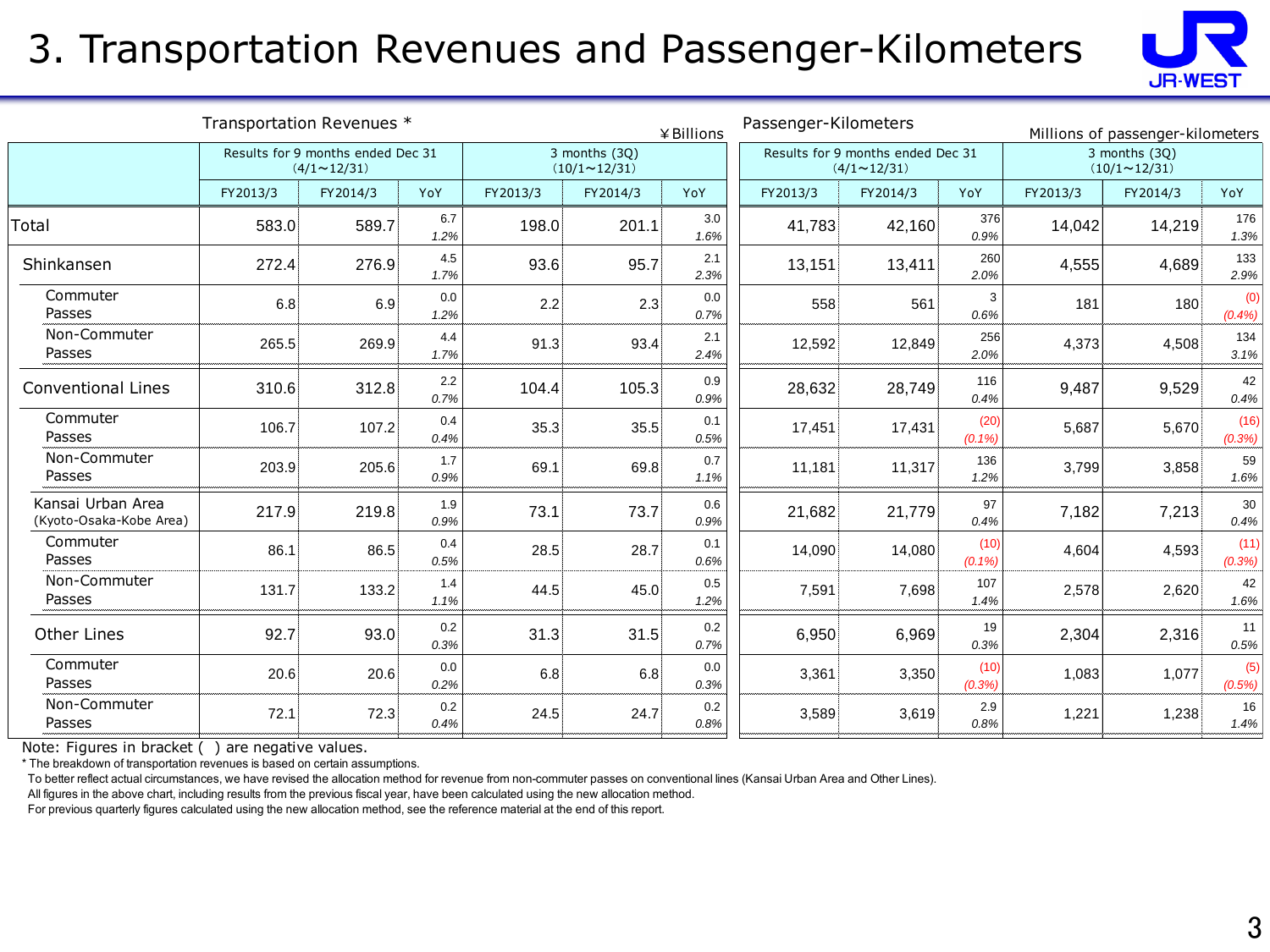# 3. Transportation Revenues and Passenger-Kilometers

Transportation Revenues * (¥Billions)

| | Results for 9 months ended Dec 31 (4/1～12/31) | | | 3 months (3Q) (10/1～12/31) | | |
|---|---|---|---|---|---|---|
| | FY2013/3 | FY2014/3 | YoY | FY2013/3 | FY2014/3 | YoY |
| Total | 583.0 | 589.7 | 6.7 *1.2%* | 198.0 | 201.1 | 3.0 *1.6%* |
| Shinkansen | 272.4 | 276.9 | 4.5 *1.7%* | 93.6 | 95.7 | 2.1 *2.3%* |
| Commuter Passes | 6.8 | 6.9 | 0.0 *1.2%* | 2.2 | 2.3 | 0.0 *0.7%* |
| Non-Commuter Passes | 265.5 | 269.9 | 4.4 *1.7%* | 91.3 | 93.4 | 2.1 *2.4%* |
| Conventional Lines | 310.6 | 312.8 | 2.2 *0.7%* | 104.4 | 105.3 | 0.9 *0.9%* |
| Commuter Passes | 106.7 | 107.2 | 0.4 *0.4%* | 35.3 | 35.5 | 0.1 *0.5%* |
| Non-Commuter Passes | 203.9 | 205.6 | 1.7 *0.9%* | 69.1 | 69.8 | 0.7 *1.1%* |
| Kansai Urban Area (Kyoto-Osaka-Kobe Area) | 217.9 | 219.8 | 1.9 *0.9%* | 73.1 | 73.7 | 0.6 *0.9%* |
| Commuter Passes | 86.1 | 86.5 | 0.4 *0.5%* | 28.5 | 28.7 | 0.1 *0.6%* |
| Non-Commuter Passes | 131.7 | 133.2 | 1.4 *1.1%* | 44.5 | 45.0 | 0.5 *1.2%* |
| Other Lines | 92.7 | 93.0 | 0.2 *0.3%* | 31.3 | 31.5 | 0.2 *0.7%* |
| Commuter Passes | 20.6 | 20.6 | 0.0 *0.2%* | 6.8 | 6.8 | 0.0 *0.3%* |
| Non-Commuter Passes | 72.1 | 72.3 | 0.2 *0.4%* | 24.5 | 24.7 | 0.2 *0.8%* |

Passenger-Kilometers (Millions of passenger-kilometers)

| | Results for 9 months ended Dec 31 (4/1～12/31) | | | 3 months (3Q) (10/1～12/31) | | |
|---|---|---|---|---|---|---|
| | FY2013/3 | FY2014/3 | YoY | FY2013/3 | FY2014/3 | YoY |
| Total | 41,783 | 42,160 | 376 *0.9%* | 14,042 | 14,219 | 176 *1.3%* |
| Shinkansen | 13,151 | 13,411 | 260 *2.0%* | 4,555 | 4,689 | 133 *2.9%* |
| Commuter Passes | 558 | 561 | 3 *0.6%* | 181 | 180 | (0) *(0.4%)* |
| Non-Commuter Passes | 12,592 | 12,849 | 256 *2.0%* | 4,373 | 4,508 | 134 *3.1%* |
| Conventional Lines | 28,632 | 28,749 | 116 *0.4%* | 9,487 | 9,529 | 42 *0.4%* |
| Commuter Passes | 17,451 | 17,431 | (20) *(0.1%)* | 5,687 | 5,670 | (16) *(0.3%)* |
| Non-Commuter Passes | 11,181 | 11,317 | 136 *1.2%* | 3,799 | 3,858 | 59 *1.6%* |
| Kansai Urban Area (Kyoto-Osaka-Kobe Area) | 21,682 | 21,779 | 97 *0.4%* | 7,182 | 7,213 | 30 *0.4%* |
| Commuter Passes | 14,090 | 14,080 | (10) *(0.1%)* | 4,604 | 4,593 | (11) *(0.3%)* |
| Non-Commuter Passes | 7,591 | 7,698 | 107 *1.4%* | 2,578 | 2,620 | 42 *1.6%* |
| Other Lines | 6,950 | 6,969 | 19 *0.3%* | 2,304 | 2,316 | 11 *0.5%* |
| Commuter Passes | 3,361 | 3,350 | (10) *(0.3%)* | 1,083 | 1,077 | (5) *(0.5%)* |
| Non-Commuter Passes | 3,589 | 3,619 | 2.9 *0.8%* | 1,221 | 1,238 | 16 *1.4%* |

Note: Figures in bracket ( ) are negative values.

\* The breakdown of transportation revenues is based on certain assumptions.

To better reflect actual circumstances, we have revised the allocation method for revenue from non-commuter passes on conventional lines (Kansai Urban Area and Other Lines).

All figures in the above chart, including results from the previous fiscal year, have been calculated using the new allocation method.

For previous quarterly figures calculated using the new allocation method, see the reference material at the end of this report.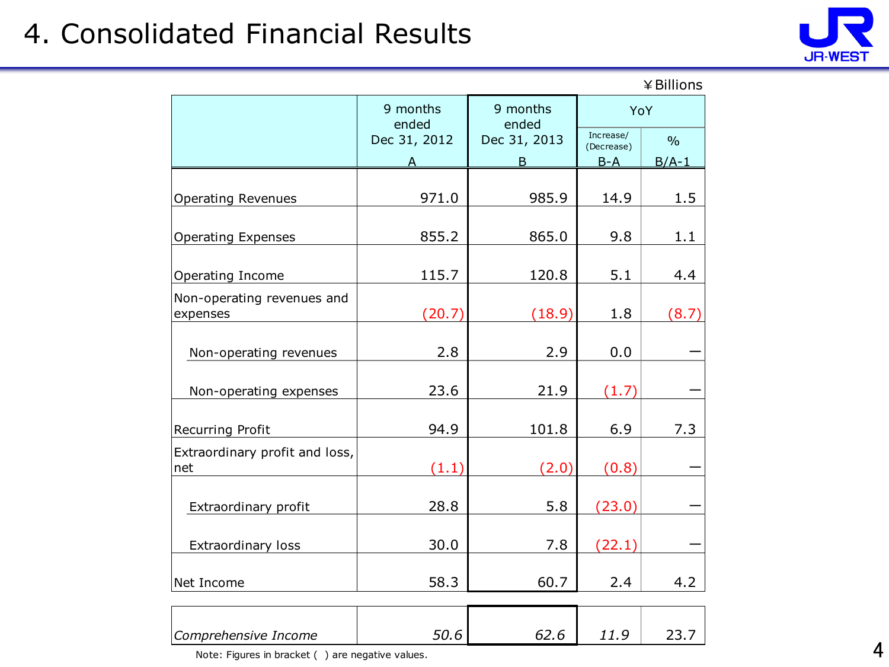# 4. Consolidated Financial Results

¥Billions

| | 9 months ended Dec 31, 2012 A | 9 months ended Dec 31, 2013 B | YoY Increase/(Decrease) B-A | YoY % B/A-1 |
|---|---|---|---|---|
| Operating Revenues | 971.0 | 985.9 | 14.9 | 1.5 |
| Operating Expenses | 855.2 | 865.0 | 9.8 | 1.1 |
| Operating Income | 115.7 | 120.8 | 5.1 | 4.4 |
| Non-operating revenues and expenses | (20.7) | (18.9) | 1.8 | (8.7) |
| Non-operating revenues | 2.8 | 2.9 | 0.0 | – |
| Non-operating expenses | 23.6 | 21.9 | (1.7) | – |
| Recurring Profit | 94.9 | 101.8 | 6.9 | 7.3 |
| Extraordinary profit and loss, net | (1.1) | (2.0) | (0.8) | – |
| Extraordinary profit | 28.8 | 5.8 | (23.0) | – |
| Extraordinary loss | 30.0 | 7.8 | (22.1) | – |
| Net Income | 58.3 | 60.7 | 2.4 | 4.2 |
| *Comprehensive Income* | *50.6* | *62.6* | *11.9* | 23.7 |

Note: Figures in bracket ( ) are negative values.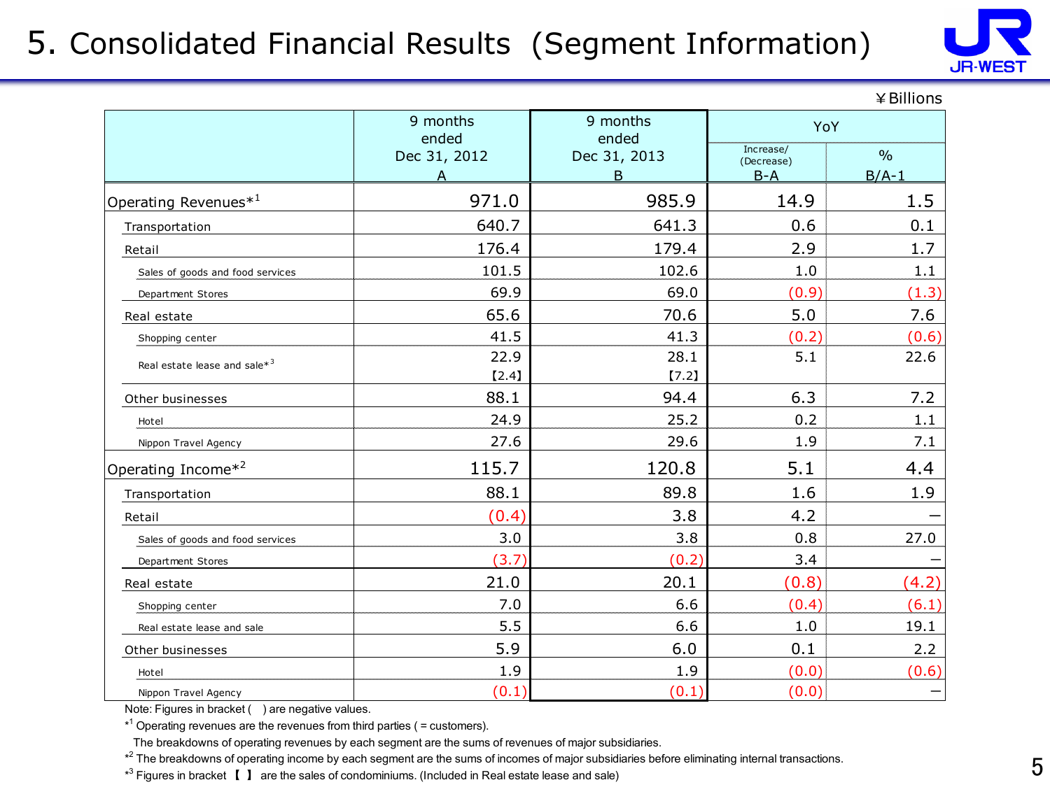# 5. Consolidated Financial Results (Segment Information)

¥Billions

| | 9 months ended Dec 31, 2012 A | 9 months ended Dec 31, 2013 B | YoY | |
|---|---|---|---|---|
| | | | Increase/ (Decrease) B-A | % B/A-1 |
| Operating Revenues*[1] | 971.0 | 985.9 | 14.9 | 1.5 |
| Transportation | 640.7 | 641.3 | 0.6 | 0.1 |
| Retail | 176.4 | 179.4 | 2.9 | 1.7 |
| Sales of goods and food services | 101.5 | 102.6 | 1.0 | 1.1 |
| Department Stores | 69.9 | 69.0 | (0.9) | (1.3) |
| Real estate | 65.6 | 70.6 | 5.0 | 7.6 |
| Shopping center | 41.5 | 41.3 | (0.2) | (0.6) |
| Real estate lease and sale*[3] | 22.9 【2.4】 | 28.1 【7.2】 | 5.1 | 22.6 |
| Other businesses | 88.1 | 94.4 | 6.3 | 7.2 |
| Hotel | 24.9 | 25.2 | 0.2 | 1.1 |
| Nippon Travel Agency | 27.6 | 29.6 | 1.9 | 7.1 |
| Operating Income*[2] | 115.7 | 120.8 | 5.1 | 4.4 |
| Transportation | 88.1 | 89.8 | 1.6 | 1.9 |
| Retail | (0.4) | 3.8 | 4.2 | − |
| Sales of goods and food services | 3.0 | 3.8 | 0.8 | 27.0 |
| Department Stores | (3.7) | (0.2) | 3.4 | − |
| Real estate | 21.0 | 20.1 | (0.8) | (4.2) |
| Shopping center | 7.0 | 6.6 | (0.4) | (6.1) |
| Real estate lease and sale | 5.5 | 6.6 | 1.0 | 19.1 |
| Other businesses | 5.9 | 6.0 | 0.1 | 2.2 |
| Hotel | 1.9 | 1.9 | (0.0) | (0.6) |
| Nippon Travel Agency | (0.1) | (0.1) | (0.0) | − |

Note: Figures in bracket ( ) are negative values.

*[1] Operating revenues are the revenues from third parties ( = customers).
The breakdowns of operating revenues by each segment are the sums of revenues of major subsidiaries.

*[2] The breakdowns of operating income by each segment are the sums of incomes of major subsidiaries before eliminating internal transactions.

*[3] Figures in bracket 【 】 are the sales of condominiums. (Included in Real estate lease and sale)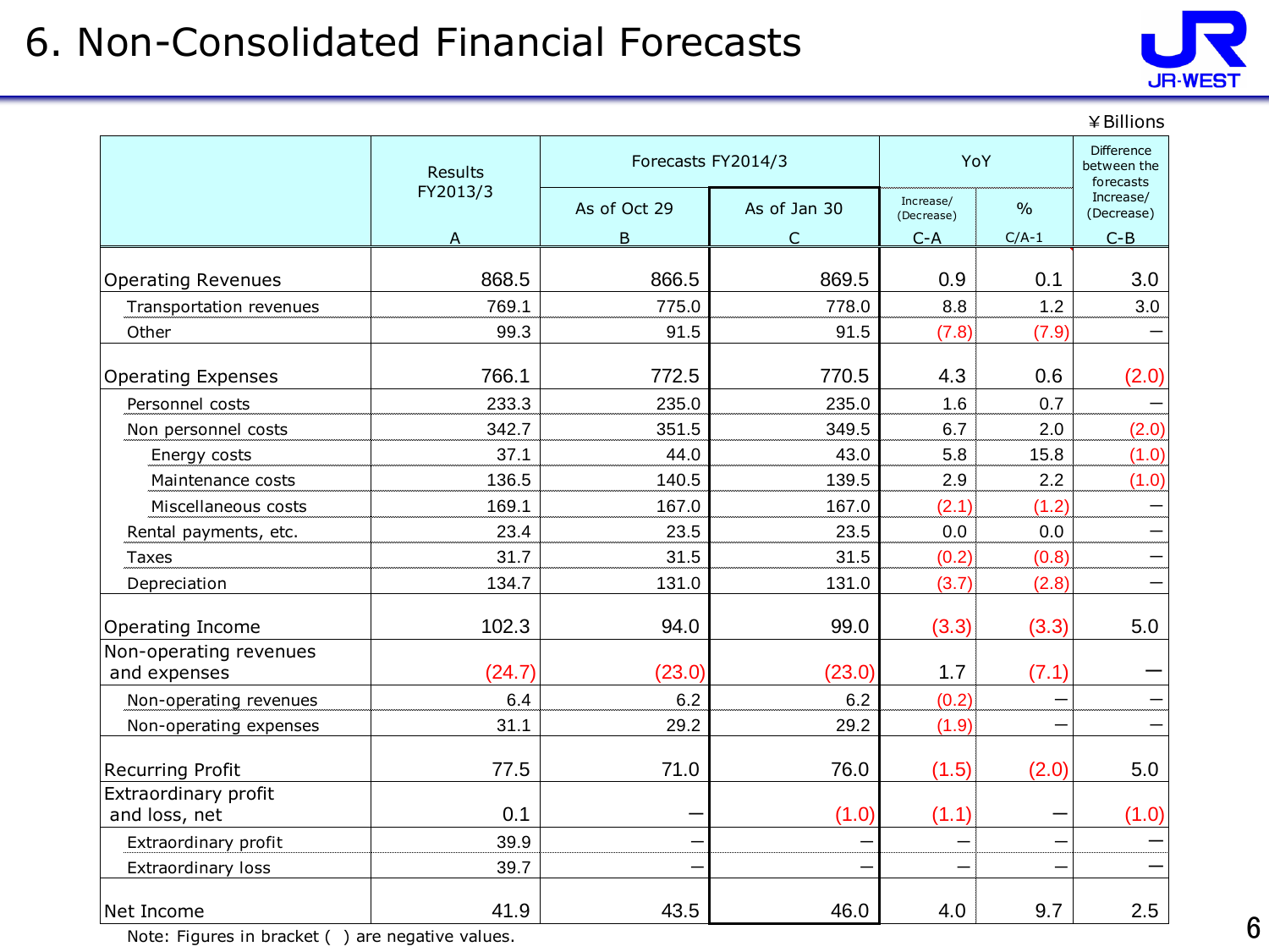# 6. Non-Consolidated Financial Forecasts

¥Billions

| | Results FY2013/3 | Forecasts FY2014/3 | | YoY | | Difference between the forecasts Increase/(Decrease) |
|---|---|---|---|---|---|---|
| | | As of Oct 29 | As of Jan 30 | Increase/(Decrease) | % | |
| | A | B | C | C-A | C/A-1 | C-B |
| Operating Revenues | 868.5 | 866.5 | 869.5 | 0.9 | 0.1 | 3.0 |
| Transportation revenues | 769.1 | 775.0 | 778.0 | 8.8 | 1.2 | 3.0 |
| Other | 99.3 | 91.5 | 91.5 | (7.8) | (7.9) | — |
| Operating Expenses | 766.1 | 772.5 | 770.5 | 4.3 | 0.6 | (2.0) |
| Personnel costs | 233.3 | 235.0 | 235.0 | 1.6 | 0.7 | — |
| Non personnel costs | 342.7 | 351.5 | 349.5 | 6.7 | 2.0 | (2.0) |
| Energy costs | 37.1 | 44.0 | 43.0 | 5.8 | 15.8 | (1.0) |
| Maintenance costs | 136.5 | 140.5 | 139.5 | 2.9 | 2.2 | (1.0) |
| Miscellaneous costs | 169.1 | 167.0 | 167.0 | (2.1) | (1.2) | — |
| Rental payments, etc. | 23.4 | 23.5 | 23.5 | 0.0 | 0.0 | — |
| Taxes | 31.7 | 31.5 | 31.5 | (0.2) | (0.8) | — |
| Depreciation | 134.7 | 131.0 | 131.0 | (3.7) | (2.8) | — |
| Operating Income | 102.3 | 94.0 | 99.0 | (3.3) | (3.3) | 5.0 |
| Non-operating revenues and expenses | (24.7) | (23.0) | (23.0) | 1.7 | (7.1) | — |
| Non-operating revenues | 6.4 | 6.2 | 6.2 | (0.2) | — | — |
| Non-operating expenses | 31.1 | 29.2 | 29.2 | (1.9) | — | — |
| Recurring Profit | 77.5 | 71.0 | 76.0 | (1.5) | (2.0) | 5.0 |
| Extraordinary profit and loss, net | 0.1 | — | (1.0) | (1.1) | — | (1.0) |
| Extraordinary profit | 39.9 | — | — | — | — | — |
| Extraordinary loss | 39.7 | — | — | — | — | — |
| Net Income | 41.9 | 43.5 | 46.0 | 4.0 | 9.7 | 2.5 |

Note: Figures in bracket ( ) are negative values.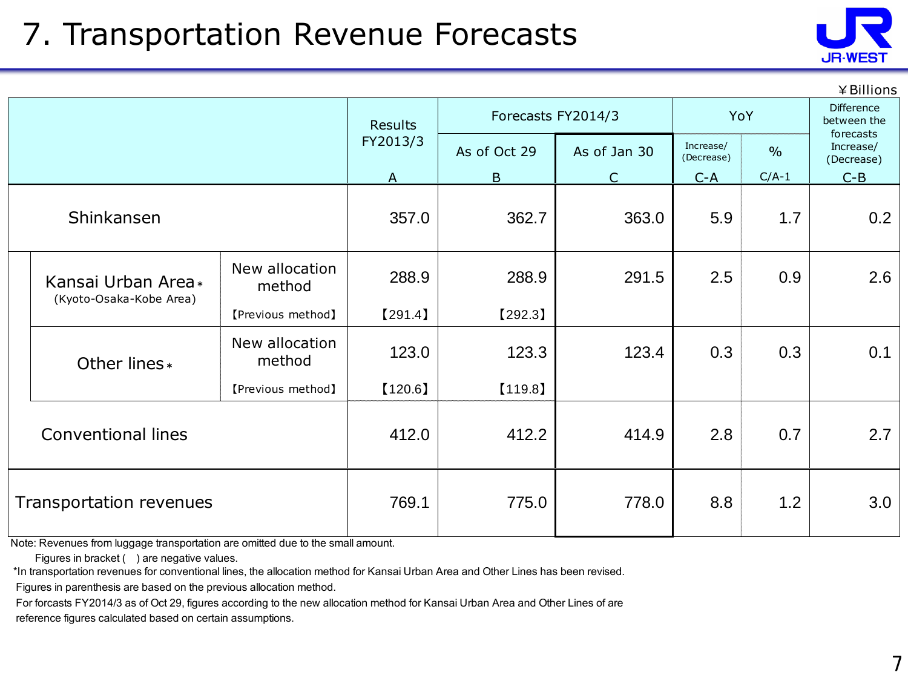# 7. Transportation Revenue Forecasts

¥Billions

| | | Results FY2013/3 | Forecasts FY2014/3 | | YoY | | Difference between the forecasts Increase/(Decrease) |
|---|---|---|---|---|---|---|---|
| | | | As of Oct 29 | As of Jan 30 | Increase/(Decrease) | % | |
| | | A | B | C | C-A | C/A-1 | C-B |
| Shinkansen | | 357.0 | 362.7 | 363.0 | 5.9 | 1.7 | 0.2 |
| Kansai Urban Area* (Kyoto-Osaka-Kobe Area) | New allocation method | 288.9 | 288.9 | 291.5 | 2.5 | 0.9 | 2.6 |
| | 【Previous method】 | 【291.4】 | 【292.3】 | | | | |
| Other lines* | New allocation method | 123.0 | 123.3 | 123.4 | 0.3 | 0.3 | 0.1 |
| | 【Previous method】 | 【120.6】 | 【119.8】 | | | | |
| Conventional lines | | 412.0 | 412.2 | 414.9 | 2.8 | 0.7 | 2.7 |
| Transportation revenues | | 769.1 | 775.0 | 778.0 | 8.8 | 1.2 | 3.0 |

Note: Revenues from luggage transportation are omitted due to the small amount.

Figures in bracket ( ) are negative values.

*In transportation revenues for conventional lines, the allocation method for Kansai Urban Area and Other Lines has been revised.

Figures in parenthesis are based on the previous allocation method.

For forcasts FY2014/3 as of Oct 29, figures according to the new allocation method for Kansai Urban Area and Other Lines of are reference figures calculated based on certain assumptions.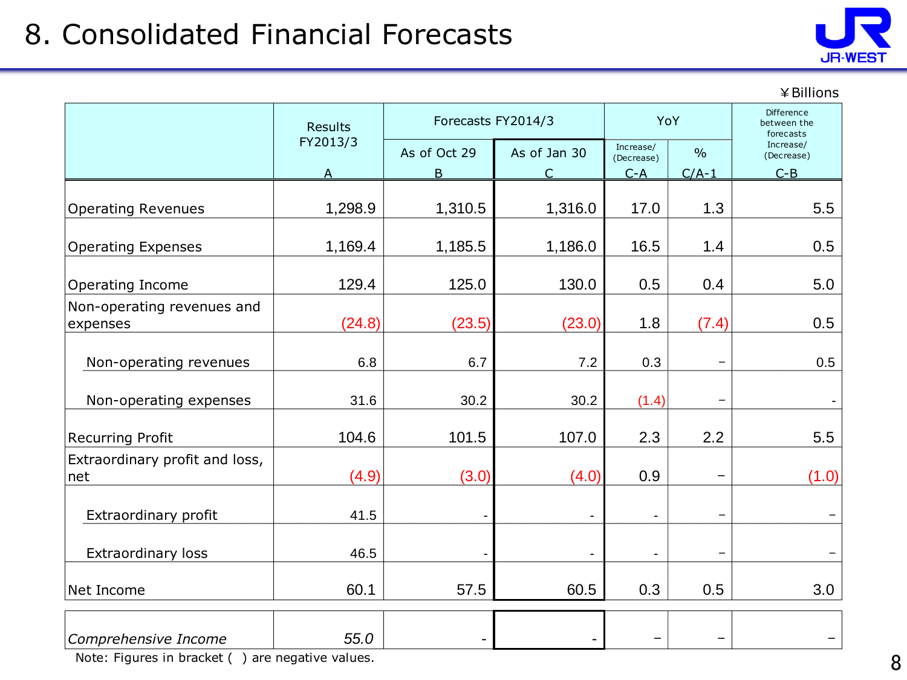# 8. Consolidated Financial Forecasts

¥Billions

| | Results FY2013/3 | Forecasts FY2014/3 | | YoY | | Difference between the forecasts Increase/ (Decrease) |
|---|---|---|---|---|---|---|
| | | As of Oct 29 | As of Jan 30 | Increase/ (Decrease) | % | |
| | A | B | C | C-A | C/A-1 | C-B |
| Operating Revenues | 1,298.9 | 1,310.5 | 1,316.0 | 17.0 | 1.3 | 5.5 |
| Operating Expenses | 1,169.4 | 1,185.5 | 1,186.0 | 16.5 | 1.4 | 0.5 |
| Operating Income | 129.4 | 125.0 | 130.0 | 0.5 | 0.4 | 5.0 |
| Non-operating revenues and expenses | (24.8) | (23.5) | (23.0) | 1.8 | (7.4) | 0.5 |
| Non-operating revenues | 6.8 | 6.7 | 7.2 | 0.3 | − | 0.5 |
| Non-operating expenses | 31.6 | 30.2 | 30.2 | (1.4) | − | - |
| Recurring Profit | 104.6 | 101.5 | 107.0 | 2.3 | 2.2 | 5.5 |
| Extraordinary profit and loss, net | (4.9) | (3.0) | (4.0) | 0.9 | − | (1.0) |
| Extraordinary profit | 41.5 | - | - | - | − | − |
| Extraordinary loss | 46.5 | - | - | - | − | − |
| Net Income | 60.1 | 57.5 | 60.5 | 0.3 | 0.5 | 3.0 |
| *Comprehensive Income* | *55.0* | - | - | − | − | − |

Note: Figures in bracket ( ) are negative values.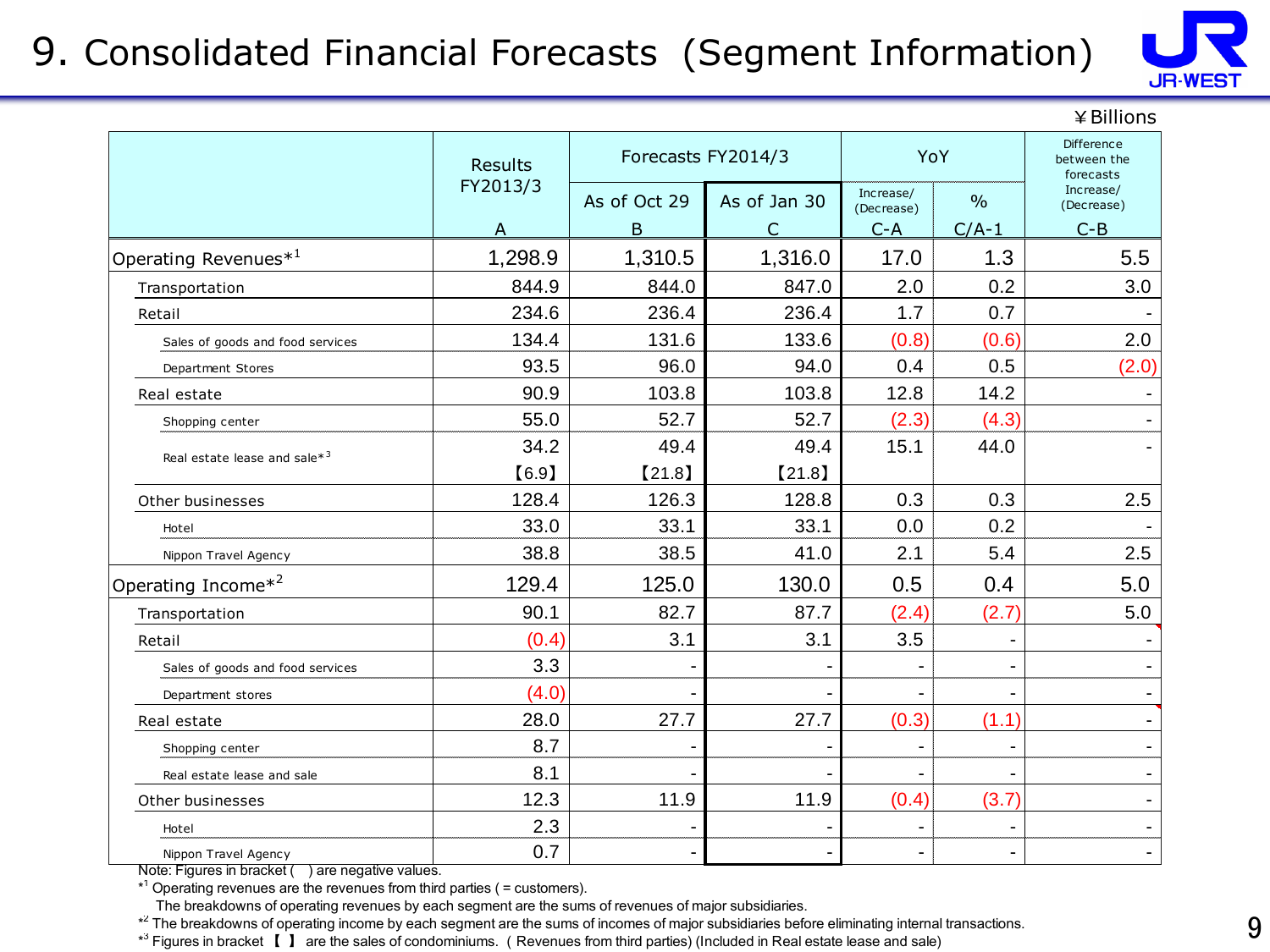# 9. Consolidated Financial Forecasts (Segment Information)

¥Billions

| | Results FY2013/3 | Forecasts FY2014/3 | | YoY | | Difference between the forecasts Increase/(Decrease) |
|---|---|---|---|---|---|---|
| | | As of Oct 29 | As of Jan 30 | Increase/(Decrease) | % | |
| | A | B | C | C-A | C/A-1 | C-B |
| Operating Revenues*[1] | 1,298.9 | 1,310.5 | 1,316.0 | 17.0 | 1.3 | 5.5 |
| Transportation | 844.9 | 844.0 | 847.0 | 2.0 | 0.2 | 3.0 |
| Retail | 234.6 | 236.4 | 236.4 | 1.7 | 0.7 | - |
| Sales of goods and food services | 134.4 | 131.6 | 133.6 | (0.8) | (0.6) | 2.0 |
| Department Stores | 93.5 | 96.0 | 94.0 | 0.4 | 0.5 | (2.0) |
| Real estate | 90.9 | 103.8 | 103.8 | 12.8 | 14.2 | - |
| Shopping center | 55.0 | 52.7 | 52.7 | (2.3) | (4.3) | - |
| Real estate lease and sale*[3] | 34.2 【6.9】 | 49.4 【21.8】 | 49.4 【21.8】 | 15.1 | 44.0 | - |
| Other businesses | 128.4 | 126.3 | 128.8 | 0.3 | 0.3 | 2.5 |
| Hotel | 33.0 | 33.1 | 33.1 | 0.0 | 0.2 | - |
| Nippon Travel Agency | 38.8 | 38.5 | 41.0 | 2.1 | 5.4 | 2.5 |
| Operating Income*[2] | 129.4 | 125.0 | 130.0 | 0.5 | 0.4 | 5.0 |
| Transportation | 90.1 | 82.7 | 87.7 | (2.4) | (2.7) | 5.0 |
| Retail | (0.4) | 3.1 | 3.1 | 3.5 | - | - |
| Sales of goods and food services | 3.3 | - | - | - | - | - |
| Department stores | (4.0) | - | - | - | - | - |
| Real estate | 28.0 | 27.7 | 27.7 | (0.3) | (1.1) | - |
| Shopping center | 8.7 | - | - | - | - | - |
| Real estate lease and sale | 8.1 | - | - | - | - | - |
| Other businesses | 12.3 | 11.9 | 11.9 | (0.4) | (3.7) | - |
| Hotel | 2.3 | - | - | - | - | - |
| Nippon Travel Agency | 0.7 | - | - | - | - | - |

Note: Figures in bracket ( ) are negative values.

*[1] Operating revenues are the revenues from third parties ( = customers).
The breakdowns of operating revenues by each segment are the sums of revenues of major subsidiaries.

*[2] The breakdowns of operating income by each segment are the sums of incomes of major subsidiaries before eliminating internal transactions.

*[3] Figures in bracket 【 】 are the sales of condominiums. ( Revenues from third parties) (Included in Real estate lease and sale)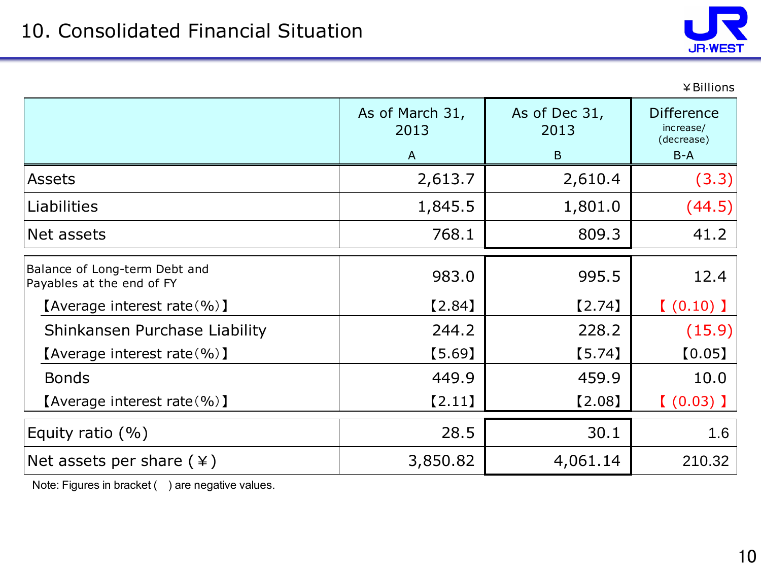# 10. Consolidated Financial Situation

¥Billions

| | As of March 31, 2013<br>A | As of Dec 31, 2013<br>B | Difference increase/ (decrease)<br>B-A |
|---|---|---|---|
| Assets | 2,613.7 | 2,610.4 | (3.3) |
| Liabilities | 1,845.5 | 1,801.0 | (44.5) |
| Net assets | 768.1 | 809.3 | 41.2 |
| Balance of Long-term Debt and Payables at the end of FY | 983.0 | 995.5 | 12.4 |
| 【Average interest rate(%)】 | 【2.84】 | 【2.74】 | 【(0.10)】 |
| Shinkansen Purchase Liability | 244.2 | 228.2 | (15.9) |
| 【Average interest rate(%)】 | 【5.69】 | 【5.74】 | 【0.05】 |
| Bonds | 449.9 | 459.9 | 10.0 |
| 【Average interest rate(%)】 | 【2.11】 | 【2.08】 | 【(0.03)】 |
| Equity ratio (%) | 28.5 | 30.1 | 1.6 |
| Net assets per share (¥) | 3,850.82 | 4,061.14 | 210.32 |

Note: Figures in bracket ( ) are negative values.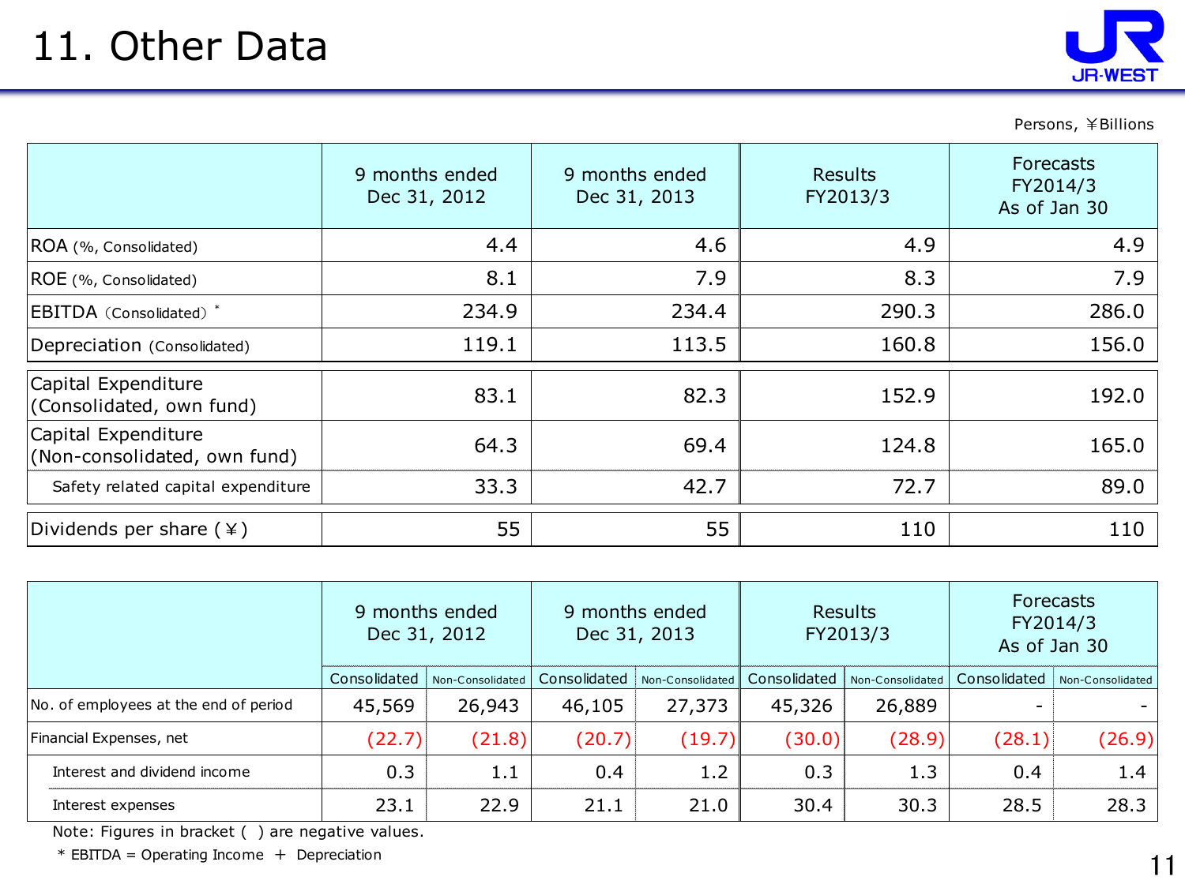# 11. Other Data

Persons, ￥Billions

| | 9 months ended Dec 31, 2012 | 9 months ended Dec 31, 2013 | Results FY2013/3 | Forecasts FY2014/3 As of Jan 30 |
|---|---|---|---|---|
| ROA (%, Consolidated) | 4.4 | 4.6 | 4.9 | 4.9 |
| ROE (%, Consolidated) | 8.1 | 7.9 | 8.3 | 7.9 |
| EBITDA (Consolidated) * | 234.9 | 234.4 | 290.3 | 286.0 |
| Depreciation (Consolidated) | 119.1 | 113.5 | 160.8 | 156.0 |
| Capital Expenditure (Consolidated, own fund) | 83.1 | 82.3 | 152.9 | 192.0 |
| Capital Expenditure (Non-consolidated, own fund) | 64.3 | 69.4 | 124.8 | 165.0 |
| Safety related capital expenditure | 33.3 | 42.7 | 72.7 | 89.0 |
| Dividends per share (￥) | 55 | 55 | 110 | 110 |

| | 9 months ended Dec 31, 2012 | | 9 months ended Dec 31, 2013 | | Results FY2013/3 | | Forecasts FY2014/3 As of Jan 30 | |
|---|---|---|---|---|---|---|---|---|
| | Consolidated | Non-Consolidated | Consolidated | Non-Consolidated | Consolidated | Non-Consolidated | Consolidated | Non-Consolidated |
| No. of employees at the end of period | 45,569 | 26,943 | 46,105 | 27,373 | 45,326 | 26,889 | - | - |
| Financial Expenses, net | (22.7) | (21.8) | (20.7) | (19.7) | (30.0) | (28.9) | (28.1) | (26.9) |
| Interest and dividend income | 0.3 | 1.1 | 0.4 | 1.2 | 0.3 | 1.3 | 0.4 | 1.4 |
| Interest expenses | 23.1 | 22.9 | 21.1 | 21.0 | 30.4 | 30.3 | 28.5 | 28.3 |

Note: Figures in bracket ( ) are negative values.

* EBITDA = Operating Income ＋ Depreciation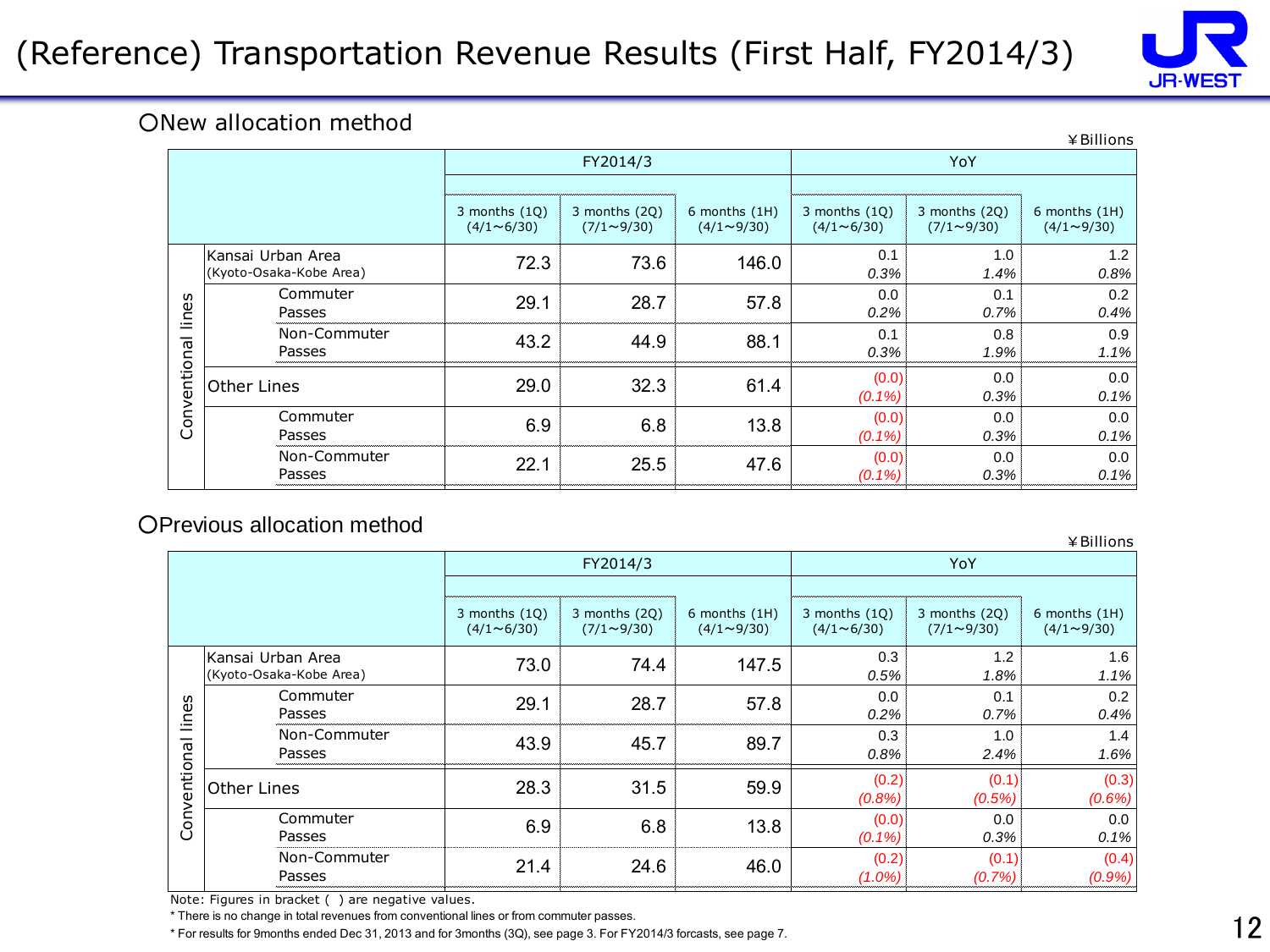# (Reference) Transportation Revenue Results (First Half, FY2014/3)

## ○New allocation method

¥Billions

| | | FY2014/3 | | | YoY | | |
|---|---|---|---|---|---|---|---|
| | | 3 months (1Q) (4/1～6/30) | 3 months (2Q) (7/1～9/30) | 6 months (1H) (4/1～9/30) | 3 months (1Q) (4/1～6/30) | 3 months (2Q) (7/1～9/30) | 6 months (1H) (4/1～9/30) |
| Conventional lines | Kansai Urban Area (Kyoto-Osaka-Kobe Area) | 72.3 | 73.6 | 146.0 | 0.1 *0.3%* | 1.0 *1.4%* | 1.2 *0.8%* |
| | Commuter Passes | 29.1 | 28.7 | 57.8 | 0.0 *0.2%* | 0.1 *0.7%* | 0.2 *0.4%* |
| | Non-Commuter Passes | 43.2 | 44.9 | 88.1 | 0.1 *0.3%* | 0.8 *1.9%* | 0.9 *1.1%* |
| | Other Lines | 29.0 | 32.3 | 61.4 | (0.0) *(0.1%)* | 0.0 *0.3%* | 0.0 *0.1%* |
| | Commuter Passes | 6.9 | 6.8 | 13.8 | (0.0) *(0.1%)* | 0.0 *0.3%* | 0.0 *0.1%* |
| | Non-Commuter Passes | 22.1 | 25.5 | 47.6 | (0.0) *(0.1%)* | 0.0 *0.3%* | 0.0 *0.1%* |

## ○Previous allocation method

¥Billions

| | | FY2014/3 | | | YoY | | |
|---|---|---|---|---|---|---|---|
| | | 3 months (1Q) (4/1～6/30) | 3 months (2Q) (7/1～9/30) | 6 months (1H) (4/1～9/30) | 3 months (1Q) (4/1～6/30) | 3 months (2Q) (7/1～9/30) | 6 months (1H) (4/1～9/30) |
| Conventional lines | Kansai Urban Area (Kyoto-Osaka-Kobe Area) | 73.0 | 74.4 | 147.5 | 0.3 *0.5%* | 1.2 *1.8%* | 1.6 *1.1%* |
| | Commuter Passes | 29.1 | 28.7 | 57.8 | 0.0 *0.2%* | 0.1 *0.7%* | 0.2 *0.4%* |
| | Non-Commuter Passes | 43.9 | 45.7 | 89.7 | 0.3 *0.8%* | 1.0 *2.4%* | 1.4 *1.6%* |
| | Other Lines | 28.3 | 31.5 | 59.9 | (0.2) *(0.8%)* | (0.1) *(0.5%)* | (0.3) *(0.6%)* |
| | Commuter Passes | 6.9 | 6.8 | 13.8 | (0.0) *(0.1%)* | 0.0 *0.3%* | 0.0 *0.1%* |
| | Non-Commuter Passes | 21.4 | 24.6 | 46.0 | (0.2) *(1.0%)* | (0.1) *(0.7%)* | (0.4) *(0.9%)* |

Note: Figures in bracket ( ) are negative values.

* There is no change in total revenues from conventional lines or from commuter passes.

* For results for 9months ended Dec 31, 2013 and for 3months (3Q), see page 3. For FY2014/3 forcasts, see page 7.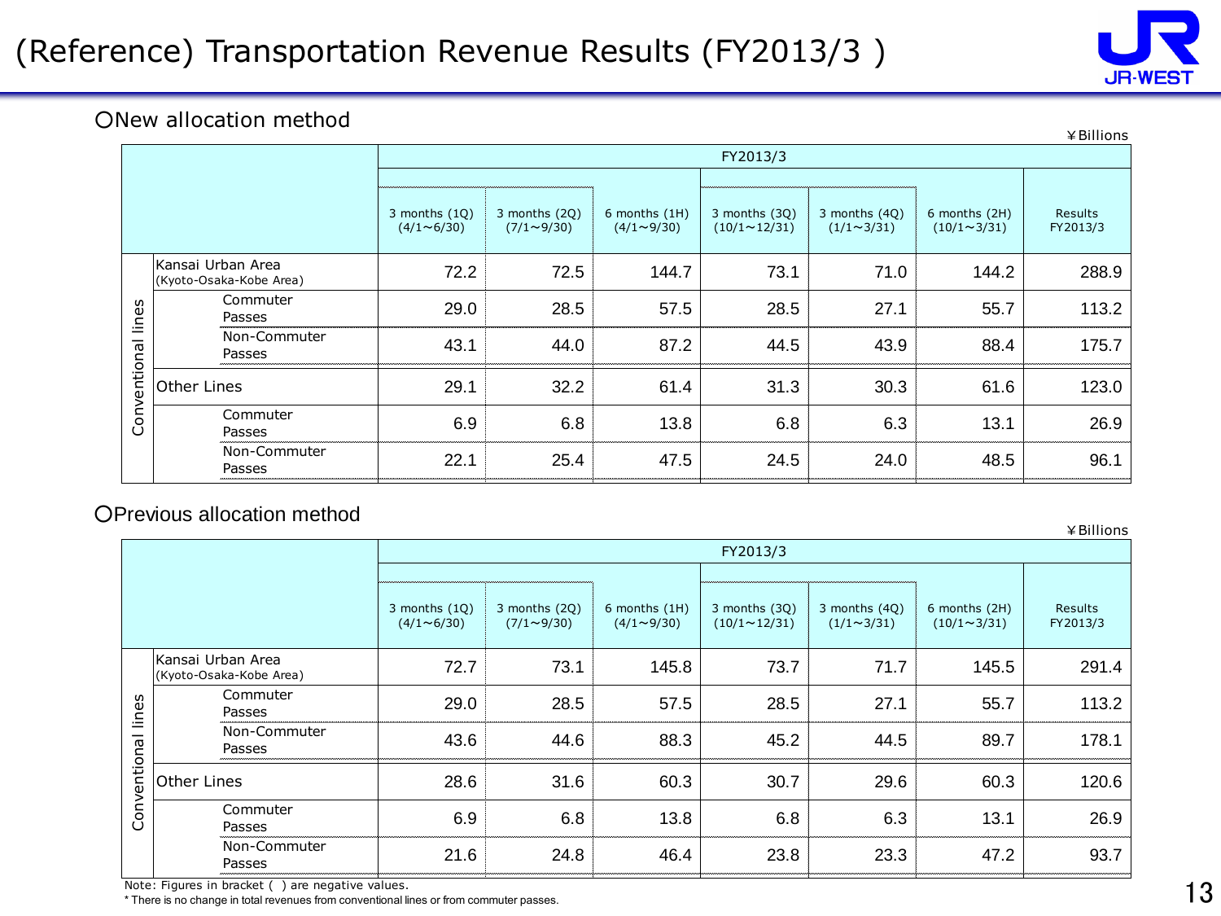# (Reference) Transportation Revenue Results (FY2013/3 )

○New allocation method

¥Billions

| | | FY2013/3 | | | | | | |
|---|---|---|---|---|---|---|---|---|
| | | 3 months (1Q) (4/1～6/30) | 3 months (2Q) (7/1～9/30) | 6 months (1H) (4/1～9/30) | 3 months (3Q) (10/1～12/31) | 3 months (4Q) (1/1～3/31) | 6 months (2H) (10/1～3/31) | Results FY2013/3 |
| Conventional lines | Kansai Urban Area (Kyoto-Osaka-Kobe Area) | 72.2 | 72.5 | 144.7 | 73.1 | 71.0 | 144.2 | 288.9 |
| | Commuter Passes | 29.0 | 28.5 | 57.5 | 28.5 | 27.1 | 55.7 | 113.2 |
| | Non-Commuter Passes | 43.1 | 44.0 | 87.2 | 44.5 | 43.9 | 88.4 | 175.7 |
| | Other Lines | 29.1 | 32.2 | 61.4 | 31.3 | 30.3 | 61.6 | 123.0 |
| | Commuter Passes | 6.9 | 6.8 | 13.8 | 6.8 | 6.3 | 13.1 | 26.9 |
| | Non-Commuter Passes | 22.1 | 25.4 | 47.5 | 24.5 | 24.0 | 48.5 | 96.1 |

○Previous allocation method

¥Billions

| | | FY2013/3 | | | | | | |
|---|---|---|---|---|---|---|---|---|
| | | 3 months (1Q) (4/1～6/30) | 3 months (2Q) (7/1～9/30) | 6 months (1H) (4/1～9/30) | 3 months (3Q) (10/1～12/31) | 3 months (4Q) (1/1～3/31) | 6 months (2H) (10/1～3/31) | Results FY2013/3 |
| Conventional lines | Kansai Urban Area (Kyoto-Osaka-Kobe Area) | 72.7 | 73.1 | 145.8 | 73.7 | 71.7 | 145.5 | 291.4 |
| | Commuter Passes | 29.0 | 28.5 | 57.5 | 28.5 | 27.1 | 55.7 | 113.2 |
| | Non-Commuter Passes | 43.6 | 44.6 | 88.3 | 45.2 | 44.5 | 89.7 | 178.1 |
| | Other Lines | 28.6 | 31.6 | 60.3 | 30.7 | 29.6 | 60.3 | 120.6 |
| | Commuter Passes | 6.9 | 6.8 | 13.8 | 6.8 | 6.3 | 13.1 | 26.9 |
| | Non-Commuter Passes | 21.6 | 24.8 | 46.4 | 23.8 | 23.3 | 47.2 | 93.7 |

Note: Figures in bracket ( ) are negative values.

* There is no change in total revenues from conventional lines or from commuter passes.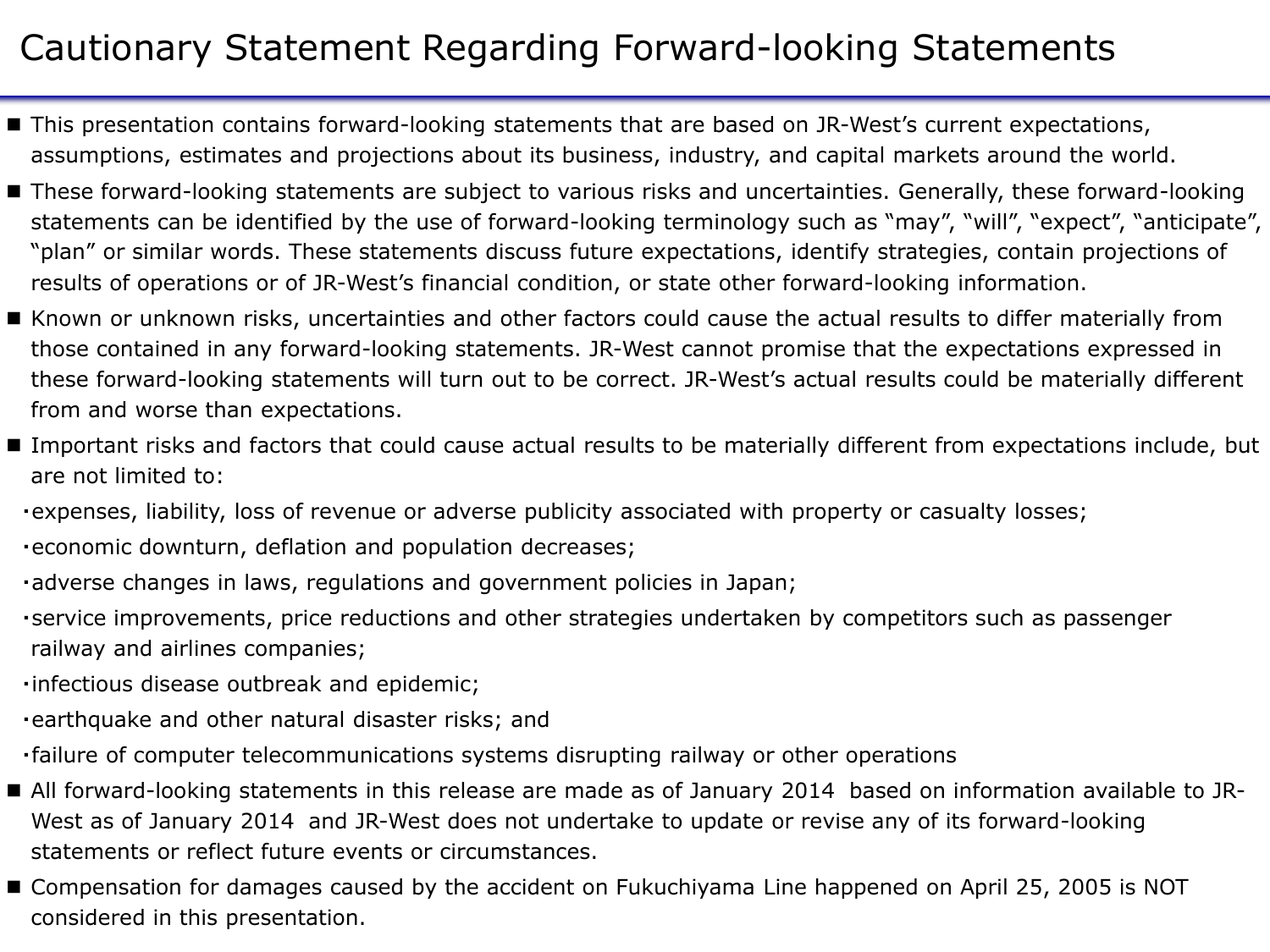# Cautionary Statement Regarding Forward-looking Statements

- This presentation contains forward-looking statements that are based on JR-West's current expectations, assumptions, estimates and projections about its business, industry, and capital markets around the world.
- These forward-looking statements are subject to various risks and uncertainties. Generally, these forward-looking statements can be identified by the use of forward-looking terminology such as "may", "will", "expect", "anticipate", "plan" or similar words. These statements discuss future expectations, identify strategies, contain projections of results of operations or of JR-West's financial condition, or state other forward-looking information.
- Known or unknown risks, uncertainties and other factors could cause the actual results to differ materially from those contained in any forward-looking statements. JR-West cannot promise that the expectations expressed in these forward-looking statements will turn out to be correct. JR-West's actual results could be materially different from and worse than expectations.
- Important risks and factors that could cause actual results to be materially different from expectations include, but are not limited to:
  - expenses, liability, loss of revenue or adverse publicity associated with property or casualty losses;
  - economic downturn, deflation and population decreases;
  - adverse changes in laws, regulations and government policies in Japan;
  - service improvements, price reductions and other strategies undertaken by competitors such as passenger railway and airlines companies;
  - infectious disease outbreak and epidemic;
  - earthquake and other natural disaster risks; and
  - failure of computer telecommunications systems disrupting railway or other operations
- All forward-looking statements in this release are made as of January 2014 based on information available to JR-West as of January 2014 and JR-West does not undertake to update or revise any of its forward-looking statements or reflect future events or circumstances.
- Compensation for damages caused by the accident on Fukuchiyama Line happened on April 25, 2005 is NOT considered in this presentation.